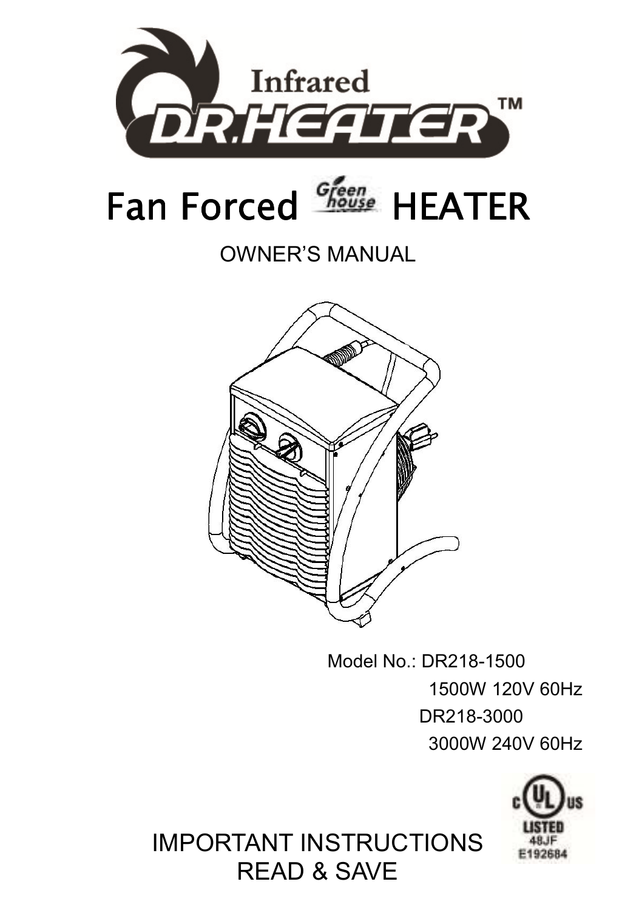Infrared

DR.HEATER™

# Fan Forced Green house HEATER

OWNER'S MANUAL

Model No.: DR218-1500
1500W 120V 60Hz
DR218-3000
3000W 240V 60Hz

c UL us
LISTED
48JF
E192684

IMPORTANT INSTRUCTIONS
READ & SAVE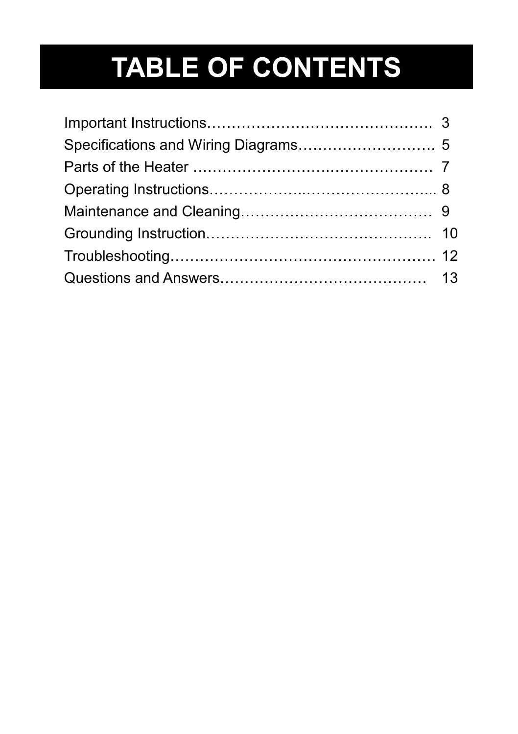# TABLE OF CONTENTS

Important Instructions………………………………………. 3
Specifications and Wiring Diagrams………………………. 5
Parts of the Heater …………………………………………… 7
Operating Instructions………………………………………... 8
Maintenance and Cleaning………………………………… 9
Grounding Instruction………………………………………. 10
Troubleshooting……………………………………………… 12
Questions and Answers…………………………………… 13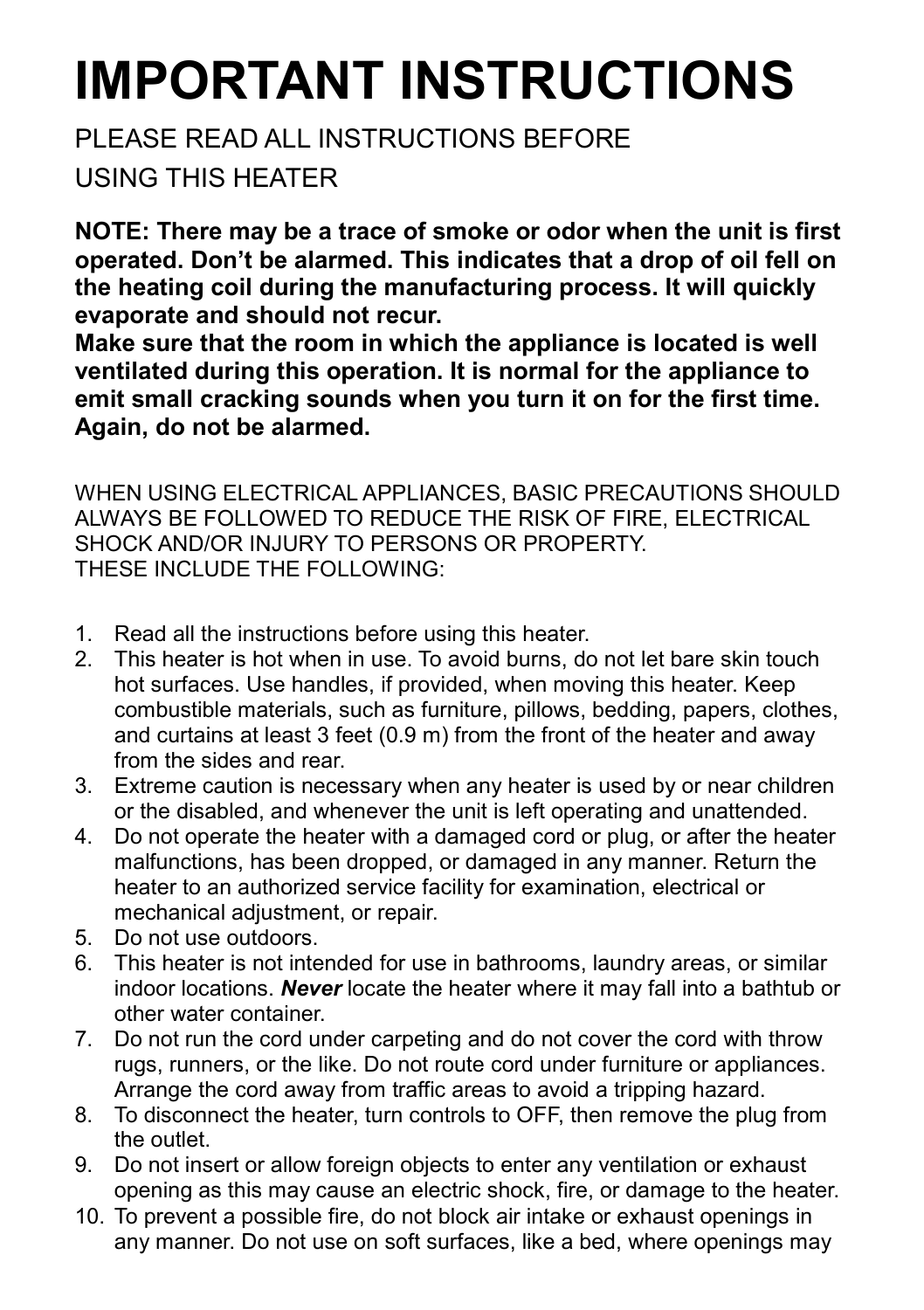# IMPORTANT INSTRUCTIONS

PLEASE READ ALL INSTRUCTIONS BEFORE USING THIS HEATER

**NOTE: There may be a trace of smoke or odor when the unit is first operated. Don't be alarmed. This indicates that a drop of oil fell on the heating coil during the manufacturing process. It will quickly evaporate and should not recur.**
**Make sure that the room in which the appliance is located is well ventilated during this operation. It is normal for the appliance to emit small cracking sounds when you turn it on for the first time. Again, do not be alarmed.**

WHEN USING ELECTRICAL APPLIANCES, BASIC PRECAUTIONS SHOULD ALWAYS BE FOLLOWED TO REDUCE THE RISK OF FIRE, ELECTRICAL SHOCK AND/OR INJURY TO PERSONS OR PROPERTY.
THESE INCLUDE THE FOLLOWING:

1. Read all the instructions before using this heater.
2. This heater is hot when in use. To avoid burns, do not let bare skin touch hot surfaces. Use handles, if provided, when moving this heater. Keep combustible materials, such as furniture, pillows, bedding, papers, clothes, and curtains at least 3 feet (0.9 m) from the front of the heater and away from the sides and rear.
3. Extreme caution is necessary when any heater is used by or near children or the disabled, and whenever the unit is left operating and unattended.
4. Do not operate the heater with a damaged cord or plug, or after the heater malfunctions, has been dropped, or damaged in any manner. Return the heater to an authorized service facility for examination, electrical or mechanical adjustment, or repair.
5. Do not use outdoors.
6. This heater is not intended for use in bathrooms, laundry areas, or similar indoor locations. ***Never*** locate the heater where it may fall into a bathtub or other water container.
7. Do not run the cord under carpeting and do not cover the cord with throw rugs, runners, or the like. Do not route cord under furniture or appliances. Arrange the cord away from traffic areas to avoid a tripping hazard.
8. To disconnect the heater, turn controls to OFF, then remove the plug from the outlet.
9. Do not insert or allow foreign objects to enter any ventilation or exhaust opening as this may cause an electric shock, fire, or damage to the heater.
10. To prevent a possible fire, do not block air intake or exhaust openings in any manner. Do not use on soft surfaces, like a bed, where openings may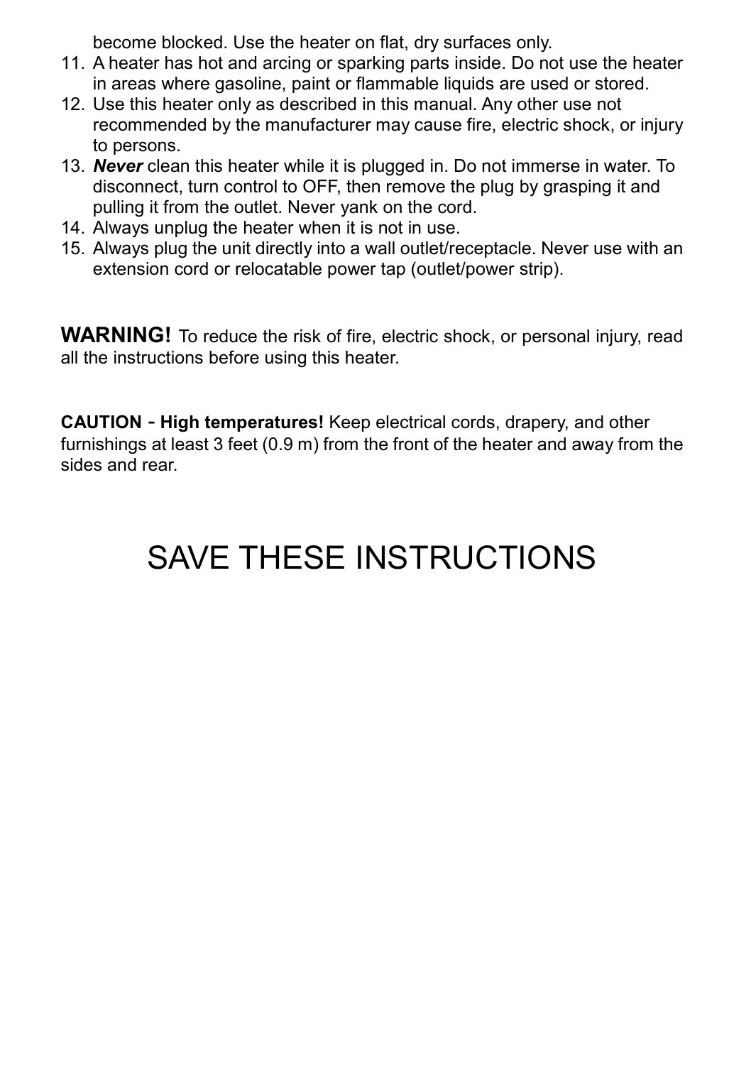become blocked. Use the heater on flat, dry surfaces only.

11. A heater has hot and arcing or sparking parts inside. Do not use the heater in areas where gasoline, paint or flammable liquids are used or stored.
12. Use this heater only as described in this manual. Any other use not recommended by the manufacturer may cause fire, electric shock, or injury to persons.
13. ***Never*** clean this heater while it is plugged in. Do not immerse in water. To disconnect, turn control to OFF, then remove the plug by grasping it and pulling it from the outlet. Never yank on the cord.
14. Always unplug the heater when it is not in use.
15. Always plug the unit directly into a wall outlet/receptacle. Never use with an extension cord or relocatable power tap (outlet/power strip).

**WARNING!** To reduce the risk of fire, electric shock, or personal injury, read all the instructions before using this heater.

**CAUTION - High temperatures!** Keep electrical cords, drapery, and other furnishings at least 3 feet (0.9 m) from the front of the heater and away from the sides and rear.

# SAVE THESE INSTRUCTIONS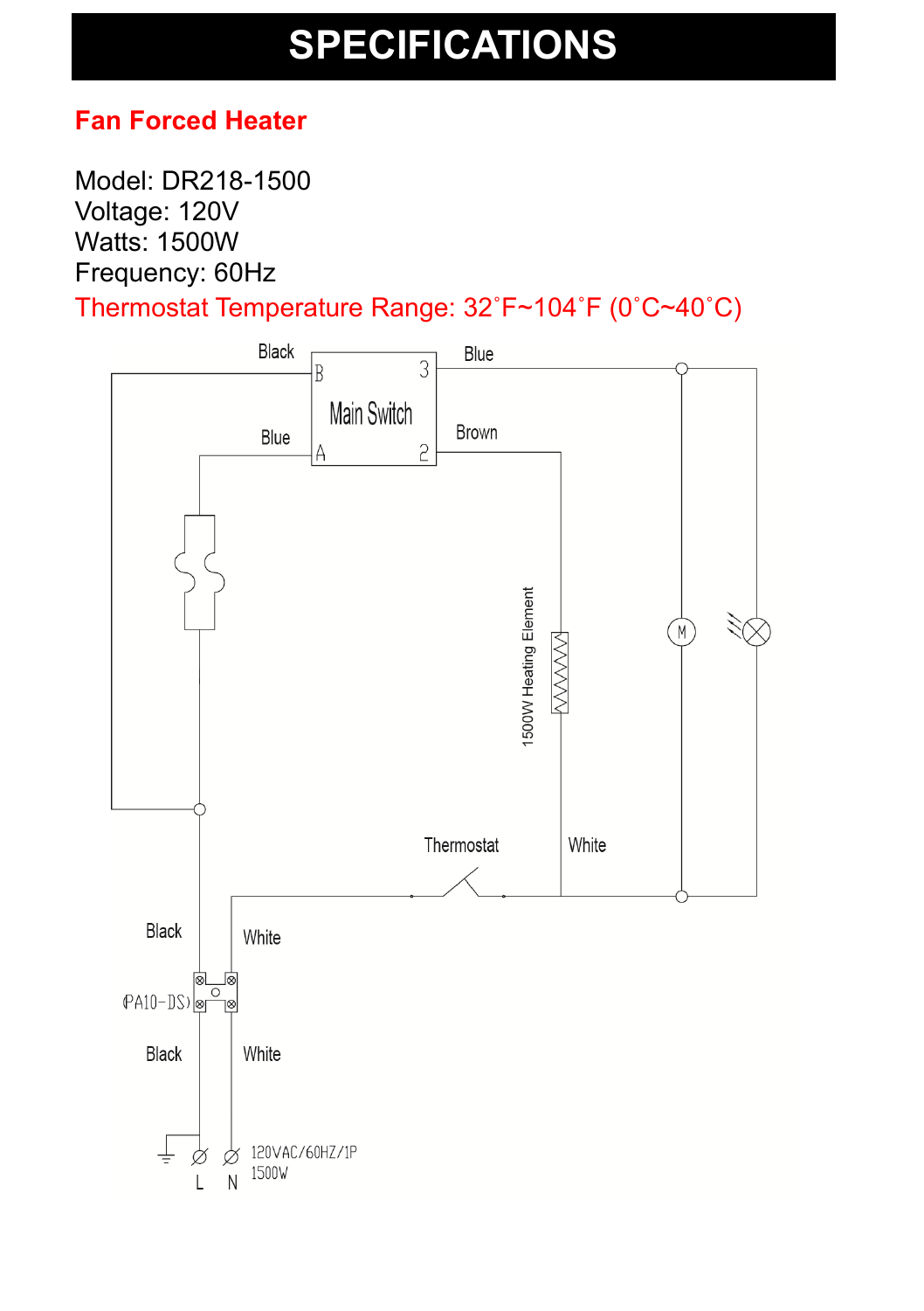# SPECIFICATIONS

## Fan Forced Heater

Model: DR218-1500
Voltage: 120V
Watts: 1500W
Frequency: 60Hz
Thermostat Temperature Range: 32˚F~104˚F (0˚C~40˚C)

Black
B 3
Main Switch
Blue A 2
Blue
Brown
1500W Heating Element
M
Thermostat
White
Black
White
(PA10-DS)
Black
White
L N
120VAC/60HZ/1P
1500W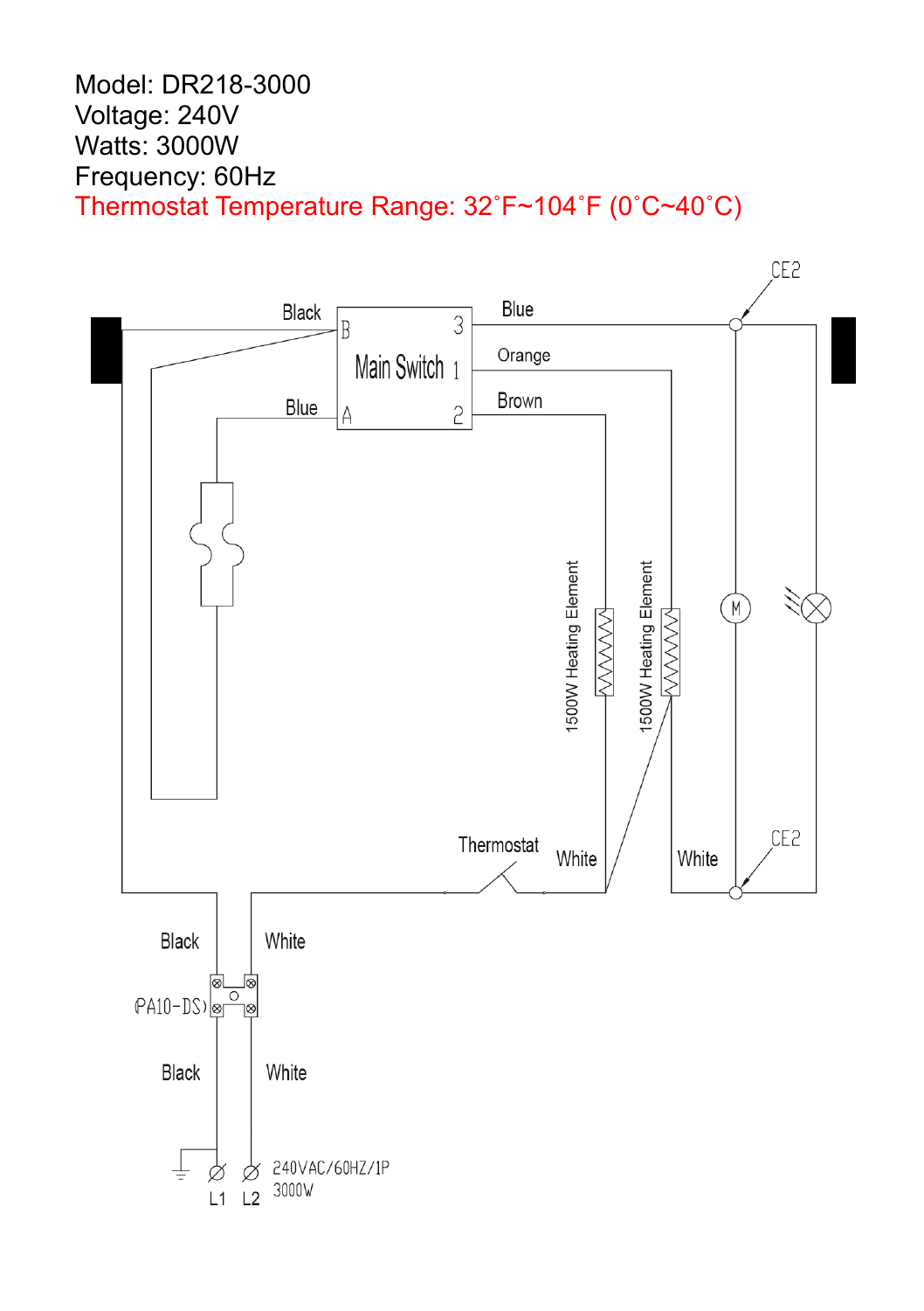Model: DR218-3000
Voltage: 240V
Watts: 3000W
Frequency: 60Hz
Thermostat Temperature Range: 32˚F~104˚F (0˚C~40˚C)

Black
B
3
Blue
CE2
Main Switch 1
Orange
Blue
A
2
Brown
1500W Heating Element
1500W Heating Element
M
Thermostat
White
White
CE2
Black
White
(PA10-DS)
Black
White
L1
L2
240VAC/60HZ/1P
3000W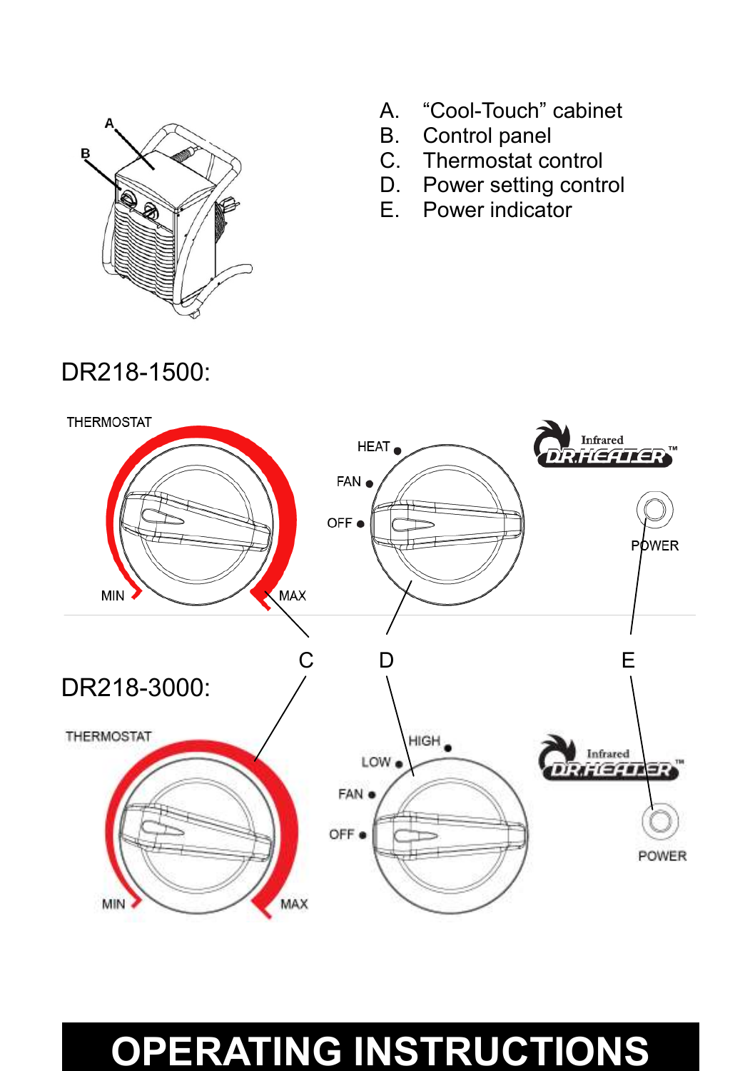A. "Cool-Touch" cabinet
B. Control panel
C. Thermostat control
D. Power setting control
E. Power indicator

DR218-1500:

THERMOSTAT

MIN MAX

HEAT
FAN
OFF

Infrared DR HEATER™

POWER

C D E

DR218-3000:

THERMOSTAT

MIN MAX

HIGH
LOW
FAN
OFF

Infrared DR HEATER™

POWER

# OPERATING INSTRUCTIONS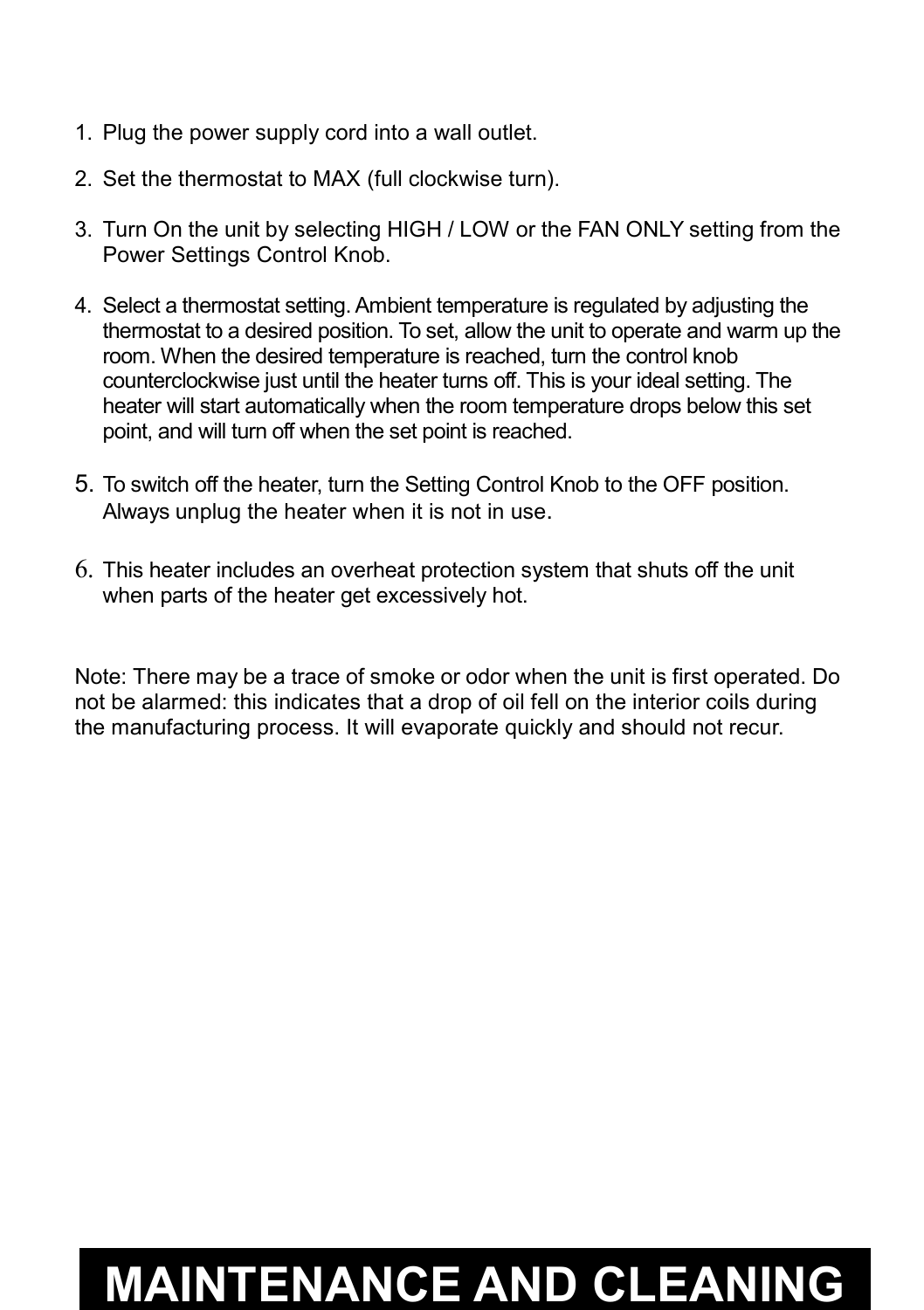1. Plug the power supply cord into a wall outlet.
2. Set the thermostat to MAX (full clockwise turn).
3. Turn On the unit by selecting HIGH / LOW or the FAN ONLY setting from the Power Settings Control Knob.
4. Select a thermostat setting. Ambient temperature is regulated by adjusting the thermostat to a desired position. To set, allow the unit to operate and warm up the room. When the desired temperature is reached, turn the control knob counterclockwise just until the heater turns off. This is your ideal setting. The heater will start automatically when the room temperature drops below this set point, and will turn off when the set point is reached.
5. To switch off the heater, turn the Setting Control Knob to the OFF position. Always unplug the heater when it is not in use.
6. This heater includes an overheat protection system that shuts off the unit when parts of the heater get excessively hot.

Note: There may be a trace of smoke or odor when the unit is first operated. Do not be alarmed: this indicates that a drop of oil fell on the interior coils during the manufacturing process. It will evaporate quickly and should not recur.

# MAINTENANCE AND CLEANING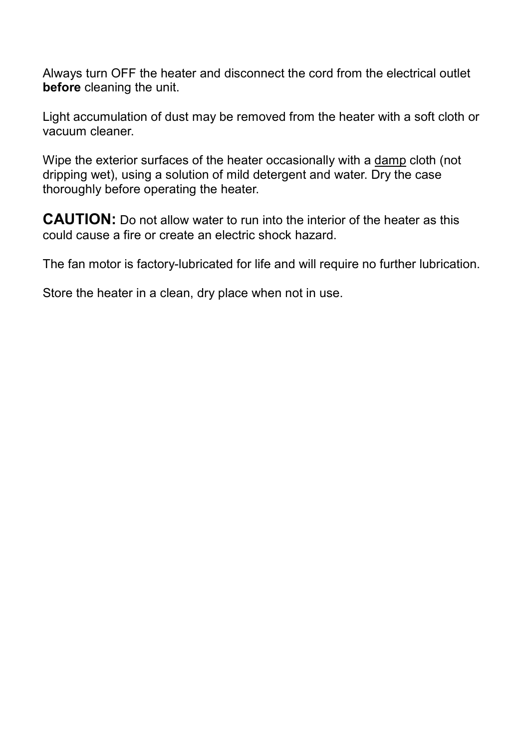Always turn OFF the heater and disconnect the cord from the electrical outlet **before** cleaning the unit.

Light accumulation of dust may be removed from the heater with a soft cloth or vacuum cleaner.

Wipe the exterior surfaces of the heater occasionally with a <u>damp</u> cloth (not dripping wet), using a solution of mild detergent and water. Dry the case thoroughly before operating the heater.

**CAUTION:** Do not allow water to run into the interior of the heater as this could cause a fire or create an electric shock hazard.

The fan motor is factory-lubricated for life and will require no further lubrication.

Store the heater in a clean, dry place when not in use.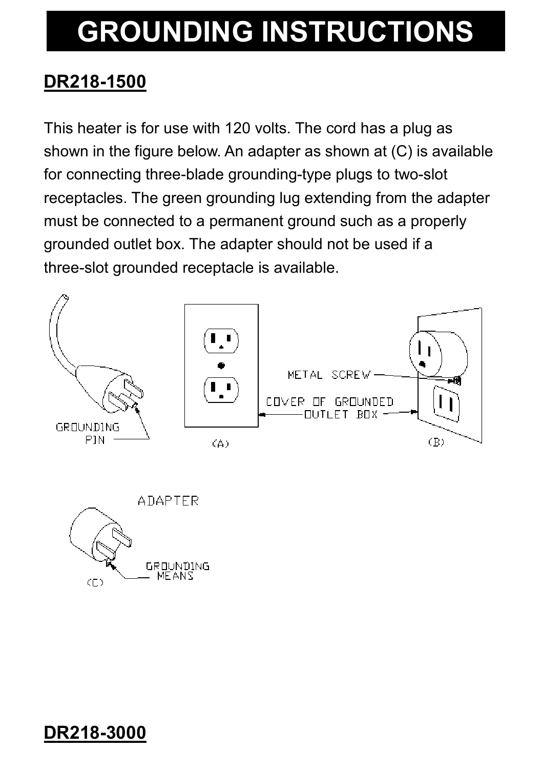# GROUNDING INSTRUCTIONS

## DR218-1500

This heater is for use with 120 volts. The cord has a plug as shown in the figure below. An adapter as shown at (C) is available for connecting three-blade grounding-type plugs to two-slot receptacles. The green grounding lug extending from the adapter must be connected to a permanent ground such as a properly grounded outlet box. The adapter should not be used if a three-slot grounded receptacle is available.

GROUNDING PIN

METAL SCREW

COVER OF GROUNDED OUTLET BOX

(A)

(B)

ADAPTER

GROUNDING MEANS

(C)

## DR218-3000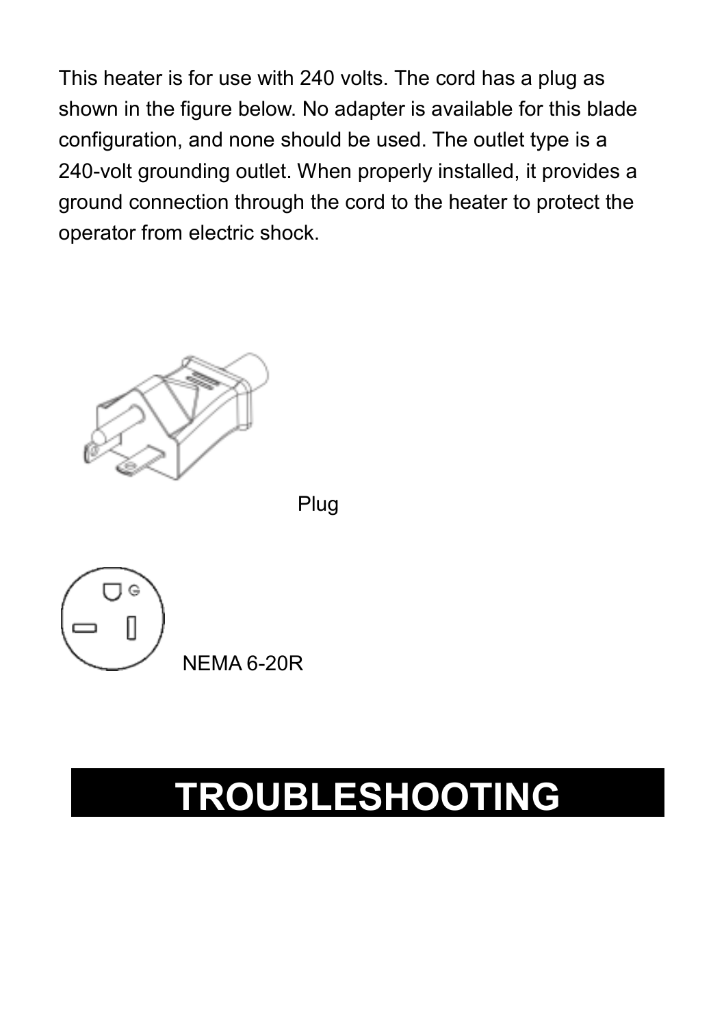This heater is for use with 240 volts. The cord has a plug as shown in the figure below. No adapter is available for this blade configuration, and none should be used. The outlet type is a 240-volt grounding outlet. When properly installed, it provides a ground connection through the cord to the heater to protect the operator from electric shock.

Plug

NEMA 6-20R

# TROUBLESHOOTING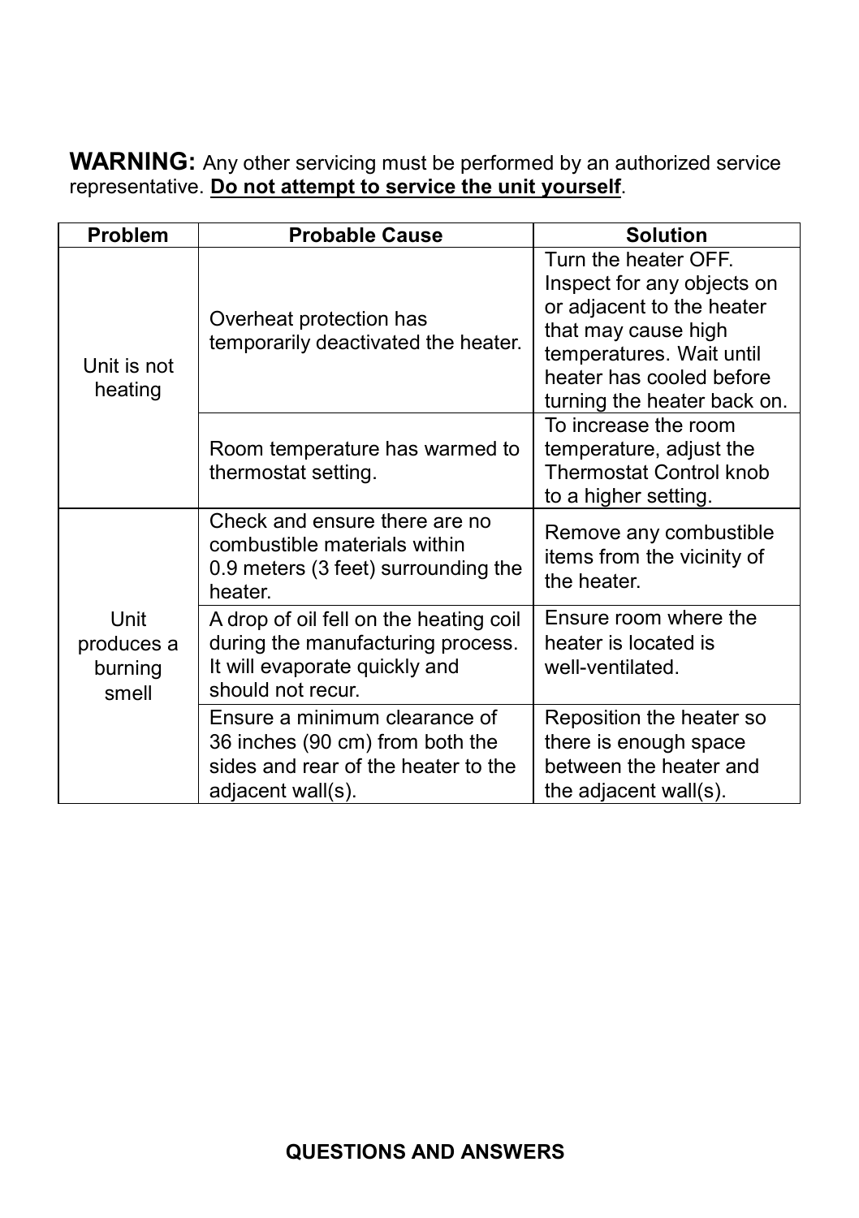**WARNING:** Any other servicing must be performed by an authorized service representative. **Do not attempt to service the unit yourself**.

| Problem | Probable Cause | Solution |
|---|---|---|
| Unit is not heating | Overheat protection has temporarily deactivated the heater. | Turn the heater OFF. Inspect for any objects on or adjacent to the heater that may cause high temperatures. Wait until heater has cooled before turning the heater back on. |
| | Room temperature has warmed to thermostat setting. | To increase the room temperature, adjust the Thermostat Control knob to a higher setting. |
| Unit produces a burning smell | Check and ensure there are no combustible materials within 0.9 meters (3 feet) surrounding the heater. | Remove any combustible items from the vicinity of the heater. |
| | A drop of oil fell on the heating coil during the manufacturing process. It will evaporate quickly and should not recur. | Ensure room where the heater is located is well-ventilated. |
| | Ensure a minimum clearance of 36 inches (90 cm) from both the sides and rear of the heater to the adjacent wall(s). | Reposition the heater so there is enough space between the heater and the adjacent wall(s). |

## QUESTIONS AND ANSWERS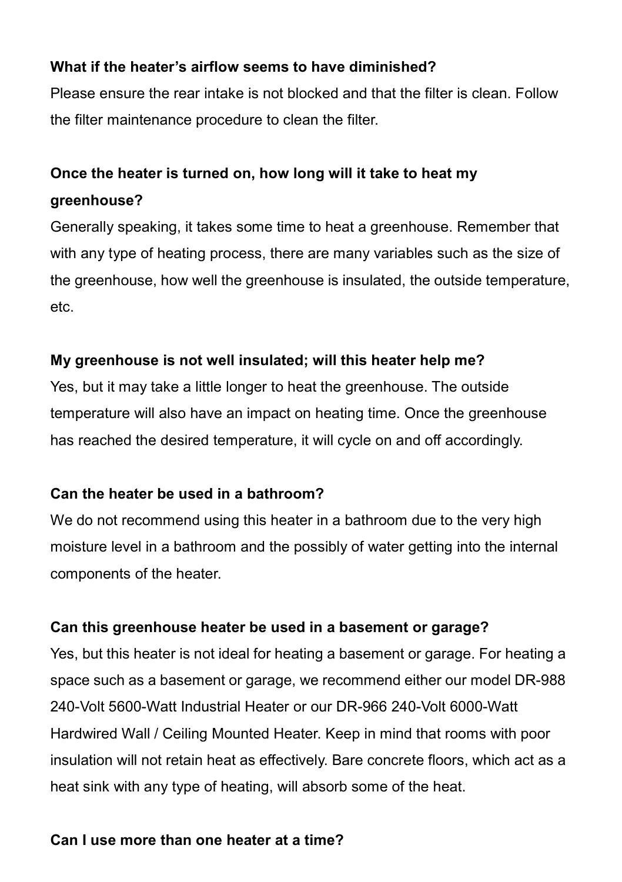**What if the heater's airflow seems to have diminished?**

Please ensure the rear intake is not blocked and that the filter is clean. Follow the filter maintenance procedure to clean the filter.

**Once the heater is turned on, how long will it take to heat my greenhouse?**

Generally speaking, it takes some time to heat a greenhouse. Remember that with any type of heating process, there are many variables such as the size of the greenhouse, how well the greenhouse is insulated, the outside temperature, etc.

**My greenhouse is not well insulated; will this heater help me?**

Yes, but it may take a little longer to heat the greenhouse. The outside temperature will also have an impact on heating time. Once the greenhouse has reached the desired temperature, it will cycle on and off accordingly.

**Can the heater be used in a bathroom?**

We do not recommend using this heater in a bathroom due to the very high moisture level in a bathroom and the possibly of water getting into the internal components of the heater.

**Can this greenhouse heater be used in a basement or garage?**

Yes, but this heater is not ideal for heating a basement or garage. For heating a space such as a basement or garage, we recommend either our model DR-988 240-Volt 5600-Watt Industrial Heater or our DR-966 240-Volt 6000-Watt Hardwired Wall / Ceiling Mounted Heater. Keep in mind that rooms with poor insulation will not retain heat as effectively. Bare concrete floors, which act as a heat sink with any type of heating, will absorb some of the heat.

**Can I use more than one heater at a time?**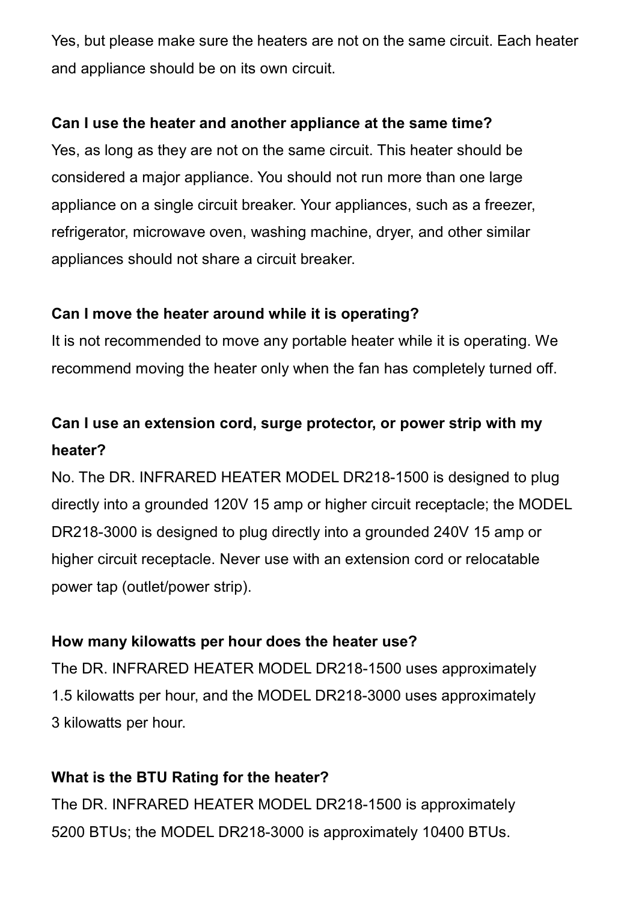Yes, but please make sure the heaters are not on the same circuit. Each heater and appliance should be on its own circuit.

**Can I use the heater and another appliance at the same time?**

Yes, as long as they are not on the same circuit. This heater should be considered a major appliance. You should not run more than one large appliance on a single circuit breaker. Your appliances, such as a freezer, refrigerator, microwave oven, washing machine, dryer, and other similar appliances should not share a circuit breaker.

**Can I move the heater around while it is operating?**

It is not recommended to move any portable heater while it is operating. We recommend moving the heater only when the fan has completely turned off.

**Can I use an extension cord, surge protector, or power strip with my heater?**

No. The DR. INFRARED HEATER MODEL DR218-1500 is designed to plug directly into a grounded 120V 15 amp or higher circuit receptacle; the MODEL DR218-3000 is designed to plug directly into a grounded 240V 15 amp or higher circuit receptacle. Never use with an extension cord or relocatable power tap (outlet/power strip).

**How many kilowatts per hour does the heater use?**

The DR. INFRARED HEATER MODEL DR218-1500 uses approximately 1.5 kilowatts per hour, and the MODEL DR218-3000 uses approximately 3 kilowatts per hour.

**What is the BTU Rating for the heater?**

The DR. INFRARED HEATER MODEL DR218-1500 is approximately 5200 BTUs; the MODEL DR218-3000 is approximately 10400 BTUs.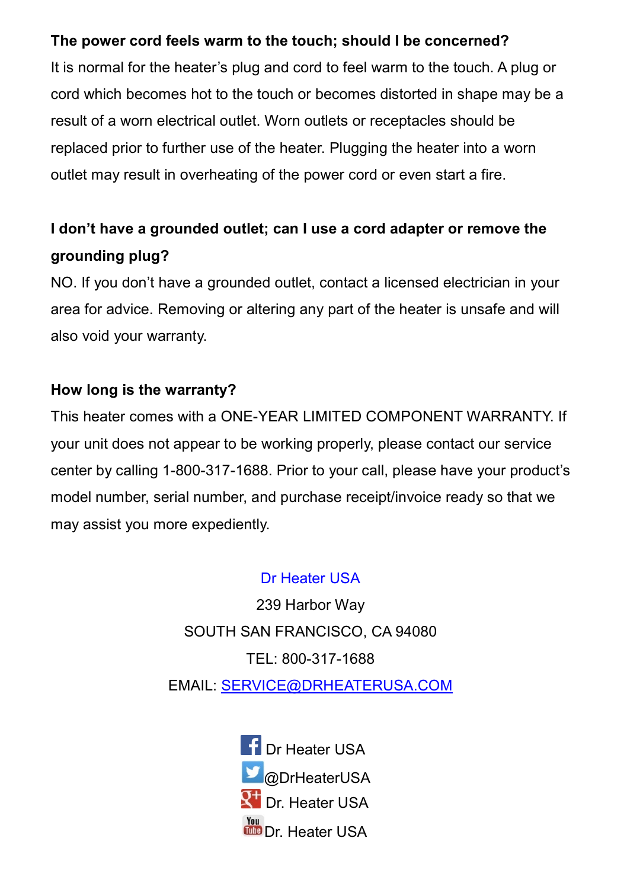**The power cord feels warm to the touch; should I be concerned?**

It is normal for the heater's plug and cord to feel warm to the touch. A plug or cord which becomes hot to the touch or becomes distorted in shape may be a result of a worn electrical outlet. Worn outlets or receptacles should be replaced prior to further use of the heater. Plugging the heater into a worn outlet may result in overheating of the power cord or even start a fire.

**I don't have a grounded outlet; can I use a cord adapter or remove the grounding plug?**

NO. If you don't have a grounded outlet, contact a licensed electrician in your area for advice. Removing or altering any part of the heater is unsafe and will also void your warranty.

**How long is the warranty?**

This heater comes with a ONE-YEAR LIMITED COMPONENT WARRANTY. If your unit does not appear to be working properly, please contact our service center by calling 1-800-317-1688. Prior to your call, please have your product's model number, serial number, and purchase receipt/invoice ready so that we may assist you more expediently.

Dr Heater USA
239 Harbor Way
SOUTH SAN FRANCISCO, CA 94080
TEL: 800-317-1688
EMAIL: SERVICE@DRHEATERUSA.COM

Dr Heater USA
@DrHeaterUSA
Dr. Heater USA
Dr. Heater USA